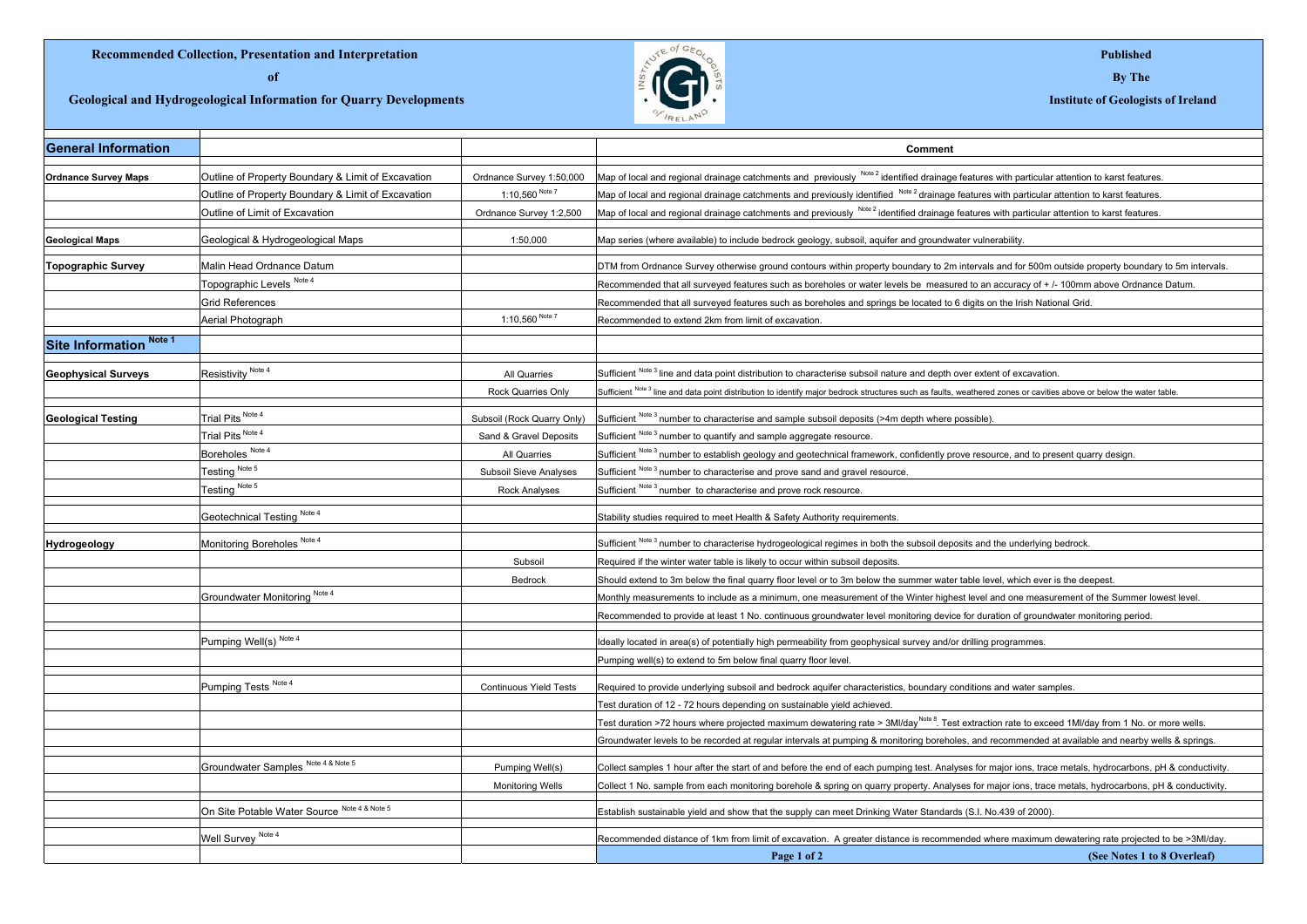**Recommended Collection, Presentation and Interpretation**

**of**

**Geological and Hydrogeological Information for Quarry Developments**

**Published**

**By The**

**Institute of Geologists of Ireland**

| **General Information** | | | **Comment** |
|---|---|---|---|
| **Ordnance Survey Maps** | Outline of Property Boundary & Limit of Excavation | Ordnance Survey 1:50,000 | Map of local and regional drainage catchments and previously [Note 2] identified drainage features with particular attention to karst features. |
| | Outline of Property Boundary & Limit of Excavation | 1:10,560 [Note 7] | Map of local and regional drainage catchments and previously identified [Note 2] drainage features with particular attention to karst features. |
| | Outline of Limit of Excavation | Ordnance Survey 1:2,500 | Map of local and regional drainage catchments and previously [Note 2] identified drainage features with particular attention to karst features. |
| **Geological Maps** | Geological & Hydrogeological Maps | 1:50,000 | Map series (where available) to include bedrock geology, subsoil, aquifer and groundwater vulnerability. |
| **Topographic Survey** | Malin Head Ordnance Datum | | DTM from Ordnance Survey otherwise ground contours within property boundary to 2m intervals and for 500m outside property boundary to 5m intervals. |
| | Topographic Levels [Note 4] | | Recommended that all surveyed features such as boreholes or water levels be measured to an accuracy of + /- 100mm above Ordnance Datum. |
| | Grid References | | Recommended that all surveyed features such as boreholes and springs be located to 6 digits on the Irish National Grid. |
| | Aerial Photograph | 1:10,560 [Note 7] | Recommended to extend 2km from limit of excavation. |
| **Site Information [Note 1]** | | | |
| **Geophysical Surveys** | Resistivity [Note 4] | All Quarries | Sufficient [Note 3] line and data point distribution to characterise subsoil nature and depth over extent of excavation. |
| | | Rock Quarries Only | Sufficient [Note 3] line and data point distribution to identify major bedrock structures such as faults, weathered zones or cavities above or below the water table. |
| **Geological Testing** | Trial Pits [Note 4] | Subsoil (Rock Quarry Only) | Sufficient [Note 3] number to characterise and sample subsoil deposits (>4m depth where possible). |
| | Trial Pits [Note 4] | Sand & Gravel Deposits | Sufficient [Note 3] number to quantify and sample aggregate resource. |
| | Boreholes [Note 4] | All Quarries | Sufficient [Note 3] number to establish geology and geotechnical framework, confidently prove resource, and to present quarry design. |
| | Testing [Note 5] | Subsoil Sieve Analyses | Sufficient [Note 3] number to characterise and prove sand and gravel resource. |
| | Testing [Note 5] | Rock Analyses | Sufficient [Note 3] number to characterise and prove rock resource. |
| | Geotechnical Testing [Note 4] | | Stability studies required to meet Health & Safety Authority requirements. |
| **Hydrogeology** | Monitoring Boreholes [Note 4] | | Sufficient [Note 3] number to characterise hydrogeological regimes in both the subsoil deposits and the underlying bedrock. |
| | | Subsoil | Required if the winter water table is likely to occur within subsoil deposits. |
| | | Bedrock | Should extend to 3m below the final quarry floor level or to 3m below the summer water table level, which ever is the deepest. |
| | Groundwater Monitoring [Note 4] | | Monthly measurements to include as a minimum, one measurement of the Winter highest level and one measurement of the Summer lowest level. |
| | | | Recommended to provide at least 1 No. continuous groundwater level monitoring device for duration of groundwater monitoring period. |
| | Pumping Well(s) [Note 4] | | Ideally located in area(s) of potentially high permeability from geophysical survey and/or drilling programmes. |
| | | | Pumping well(s) to extend to 5m below final quarry floor level. |
| | Pumping Tests [Note 4] | Continuous Yield Tests | Required to provide underlying subsoil and bedrock aquifer characteristics, boundary conditions and water samples. |
| | | | Test duration of 12 - 72 hours depending on sustainable yield achieved. |
| | | | Test duration >72 hours where projected maximum dewatering rate > 3Ml/day [Note 8]. Test extraction rate to exceed 1Ml/day from 1 No. or more wells. |
| | | | Groundwater levels to be recorded at regular intervals at pumping & monitoring boreholes, and recommended at available and nearby wells & springs. |
| | Groundwater Samples [Note 4 & Note 5] | Pumping Well(s) | Collect samples 1 hour after the start of and before the end of each pumping test. Analyses for major ions, trace metals, hydrocarbons, pH & conductivity. |
| | | Monitoring Wells | Collect 1 No. sample from each monitoring borehole & spring on quarry property. Analyses for major ions, trace metals, hydrocarbons, pH & conductivity. |
| | On Site Potable Water Source [Note 4 & Note 5] | | Establish sustainable yield and show that the supply can meet Drinking Water Standards (S.I. No.439 of 2000). |
| | Well Survey [Note 4] | | Recommended distance of 1km from limit of excavation. A greater distance is recommended where maximum dewatering rate projected to be >3Ml/day. |

**(See Notes 1 to 8 Overleaf)**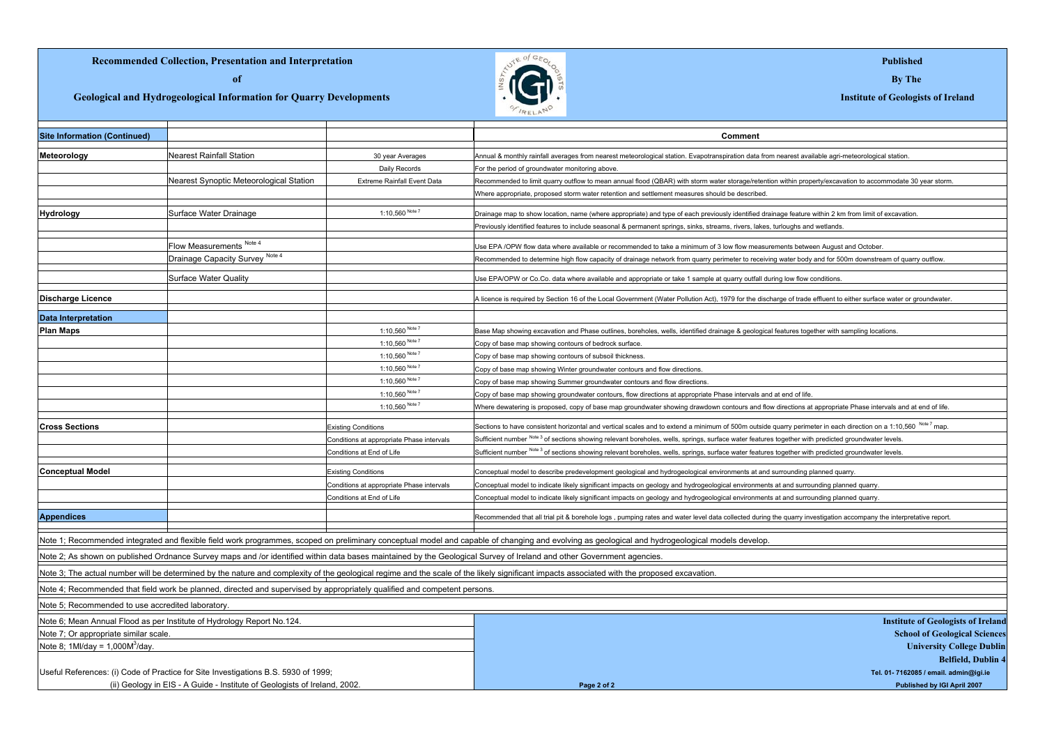**Recommended Collection, Presentation and Interpretation**

**of**

**Geological and Hydrogeological Information for Quarry Developments**

**Published**

**By The**

**Institute of Geologists of Ireland**

| **Site Information (Continued)** | | | **Comment** |
|---|---|---|---|
| **Meteorology** | Nearest Rainfall Station | 30 year Averages | Annual & monthly rainfall averages from nearest meteorological station. Evapotranspiration data from nearest available agri-meteorological station. |
| | | Daily Records | For the period of groundwater monitoring above. |
| | Nearest Synoptic Meteorological Station | Extreme Rainfall Event Data | Recommended to limit quarry outflow to mean annual flood (QBAR) with storm water storage/retention within property/excavation to accommodate 30 year storm. |
| | | | Where appropriate, proposed storm water retention and settlement measures should be described. |
| **Hydrology** | Surface Water Drainage | 1:10,560 Note 7 | Drainage map to show location, name (where appropriate) and type of each previously identified drainage feature within 2 km from limit of excavation. |
| | | | Previously identified features to include seasonal & permanent springs, sinks, streams, rivers, lakes, turloughs and wetlands. |
| | Flow Measurements Note 4 | | Use EPA /OPW flow data where available or recommended to take a minimum of 3 low flow measurements between August and October. |
| | Drainage Capacity Survey Note 4 | | Recommended to determine high flow capacity of drainage network from quarry perimeter to receiving water body and for 500m downstream of quarry outflow. |
| | Surface Water Quality | | Use EPA/OPW or Co.Co. data where available and appropriate or take 1 sample at quarry outfall during low flow conditions. |
| **Discharge Licence** | | | A licence is required by Section 16 of the Local Government (Water Pollution Act), 1979 for the discharge of trade effluent to either surface water or groundwater. |
| **Data Interpretation** | | | |
| **Plan Maps** | | 1:10,560 Note 7 | Base Map showing excavation and Phase outlines, boreholes, wells, identified drainage & geological features together with sampling locations. |
| | | 1:10,560 Note 7 | Copy of base map showing contours of bedrock surface. |
| | | 1:10,560 Note 7 | Copy of base map showing contours of subsoil thickness. |
| | | 1:10,560 Note 7 | Copy of base map showing Winter groundwater contours and flow directions. |
| | | 1:10,560 Note 7 | Copy of base map showing Summer groundwater contours and flow directions. |
| | | 1:10,560 Note 7 | Copy of base map showing groundwater contours, flow directions at appropriate Phase intervals and at end of life. |
| | | 1:10,560 Note 7 | Where dewatering is proposed, copy of base map groundwater showing drawdown contours and flow directions at appropriate Phase intervals and at end of life. |
| **Cross Sections** | | Existing Conditions | Sections to have consistent horizontal and vertical scales and to extend a minimum of 500m outside quarry perimeter in each direction on a 1:10,560 Note 7 map. |
| | | Conditions at appropriate Phase intervals | Sufficient number Note 3 of sections showing relevant boreholes, wells, springs, surface water features together with predicted groundwater levels. |
| | | Conditions at End of Life | Sufficient number Note 3 of sections showing relevant boreholes, wells, springs, surface water features together with predicted groundwater levels. |
| **Conceptual Model** | | Existing Conditions | Conceptual model to describe predevelopment geological and hydrogeological environments at and surrounding planned quarry. |
| | | Conditions at appropriate Phase intervals | Conceptual model to indicate likely significant impacts on geology and hydrogeological environments at and surrounding planned quarry. |
| | | Conditions at End of Life | Conceptual model to indicate likely significant impacts on geology and hydrogeological environments at and surrounding planned quarry. |
| **Appendices** | | | Recommended that all trial pit & borehole logs , pumping rates and water level data collected during the quarry investigation accompany the interpretative report. |

Note 1; Recommended integrated and flexible field work programmes, scoped on preliminary conceptual model and capable of changing and evolving as geological and hydrogeological models develop.

Note 2; As shown on published Ordnance Survey maps and /or identified within data bases maintained by the Geological Survey of Ireland and other Government agencies.

Note 3; The actual number will be determined by the nature and complexity of the geological regime and the scale of the likely significant impacts associated with the proposed excavation.

Note 4; Recommended that field work be planned, directed and supervised by appropriately qualified and competent persons.

Note 5; Recommended to use accredited laboratory.

Note 6; Mean Annual Flood as per Institute of Hydrology Report No.124.

Note 7; Or appropriate similar scale.

Note 8; 1Ml/day = 1,000$M^3$/day.

Useful References: (i) Code of Practice for Site Investigations B.S. 5930 of 1999;
(ii) Geology in EIS - A Guide - Institute of Geologists of Ireland, 2002.

**Institute of Geologists of Ireland**
**School of Geological Sciences**
**University College Dublin**
**Belfield, Dublin 4**
**Tel. 01- 7162085 / email. admin@igi.ie**
**Published by IGI April 2007**